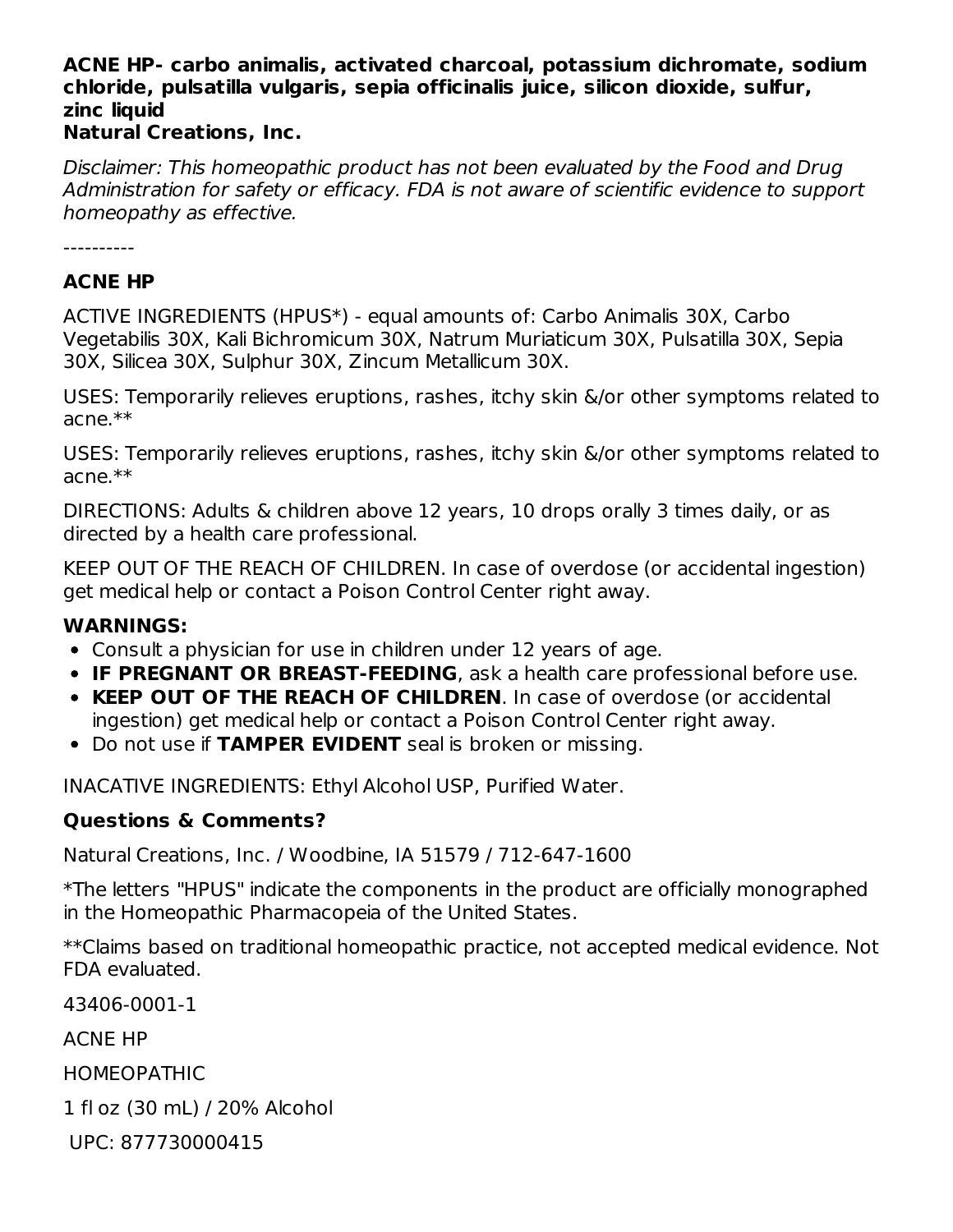**ACNE HP- carbo animalis, activated charcoal, potassium dichromate, sodium chloride, pulsatilla vulgaris, sepia officinalis juice, silicon dioxide, sulfur, zinc liquid**
**Natural Creations, Inc.**

*Disclaimer: This homeopathic product has not been evaluated by the Food and Drug Administration for safety or efficacy. FDA is not aware of scientific evidence to support homeopathy as effective.*

----------

## ACNE HP

ACTIVE INGREDIENTS (HPUS*) - equal amounts of: Carbo Animalis 30X, Carbo Vegetabilis 30X, Kali Bichromicum 30X, Natrum Muriaticum 30X, Pulsatilla 30X, Sepia 30X, Silicea 30X, Sulphur 30X, Zincum Metallicum 30X.

USES: Temporarily relieves eruptions, rashes, itchy skin &/or other symptoms related to acne.**

USES: Temporarily relieves eruptions, rashes, itchy skin &/or other symptoms related to acne.**

DIRECTIONS: Adults & children above 12 years, 10 drops orally 3 times daily, or as directed by a health care professional.

KEEP OUT OF THE REACH OF CHILDREN. In case of overdose (or accidental ingestion) get medical help or contact a Poison Control Center right away.

### WARNINGS:

- Consult a physician for use in children under 12 years of age.
- **IF PREGNANT OR BREAST-FEEDING**, ask a health care professional before use.
- **KEEP OUT OF THE REACH OF CHILDREN**. In case of overdose (or accidental ingestion) get medical help or contact a Poison Control Center right away.
- Do not use if **TAMPER EVIDENT** seal is broken or missing.

INACATIVE INGREDIENTS: Ethyl Alcohol USP, Purified Water.

### Questions & Comments?

Natural Creations, Inc. / Woodbine, IA 51579 / 712-647-1600

*The letters "HPUS" indicate the components in the product are officially monographed in the Homeopathic Pharmacopeia of the United States.

**Claims based on traditional homeopathic practice, not accepted medical evidence. Not FDA evaluated.

43406-0001-1

ACNE HP

HOMEOPATHIC

1 fl oz (30 mL) / 20% Alcohol

UPC: 877730000415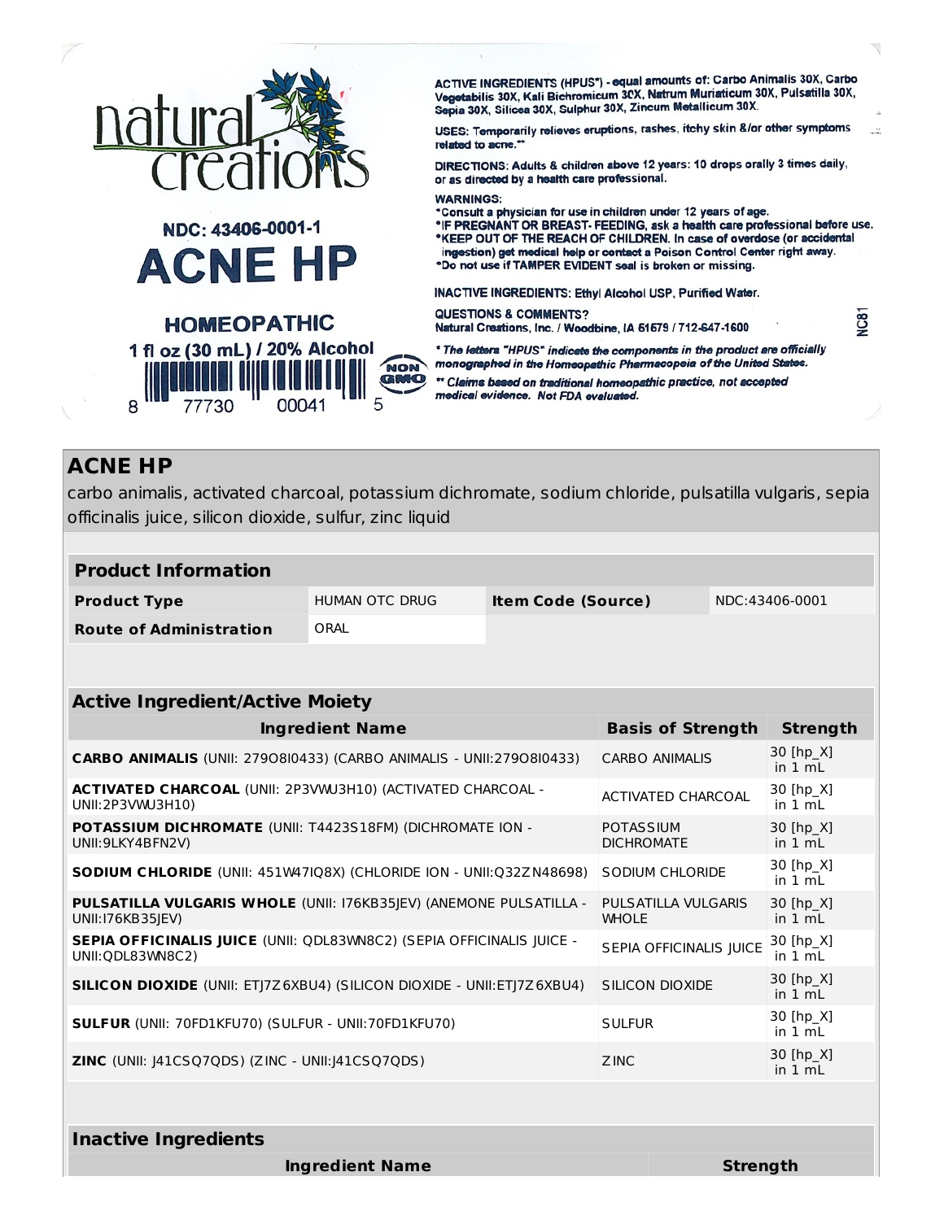natural creations

NDC: 43406-0001-1

# ACNE HP

HOMEOPATHIC

1 fl oz (30 mL) / 20% Alcohol

8 77730 00041 5

NON GMO

**ACTIVE INGREDIENTS (HPUS*) - equal amounts of:** Carbo Animalis 30X, Carbo Vegetabilis 30X, Kali Bichromicum 30X, Natrum Muriaticum 30X, Pulsatilla 30X, Sepia 30X, Silicea 30X, Sulphur 30X, Zincum Metallicum 30X.

**USES:** Temporarily relieves eruptions, rashes, itchy skin &/or other symptoms related to acne.**

**DIRECTIONS:** Adults & children above 12 years: 10 drops orally 3 times daily, or as directed by a health care professional.

**WARNINGS:**
*Consult a physician for use in children under 12 years of age.
*IF PREGNANT OR BREAST- FEEDING, ask a health care professional before use.
*KEEP OUT OF THE REACH OF CHILDREN. In case of overdose (or accidental ingestion) get medical help or contact a Poison Control Center right away.
*Do not use if TAMPER EVIDENT seal is broken or missing.

**INACTIVE INGREDIENTS:** Ethyl Alcohol USP, Purified Water.

**QUESTIONS & COMMENTS?**
Natural Creations, Inc. / Woodbine, IA 51579 / 712-647-1600

NC81

*The letters "HPUS" indicate the components in the product are officially monographed in the Homeopathic Pharmacopeia of the United States.

** Claims based on traditional homeopathic practice, not accepted medical evidence. Not FDA evaluated.

## ACNE HP

carbo animalis, activated charcoal, potassium dichromate, sodium chloride, pulsatilla vulgaris, sepia officinalis juice, silicon dioxide, sulfur, zinc liquid

| Product Information | | | |
|---|---|---|---|
| **Product Type** | HUMAN OTC DRUG | **Item Code (Source)** | NDC:43406-0001 |
| **Route of Administration** | ORAL | | |

| Active Ingredient/Active Moiety | | |
|---|---|---|
| **Ingredient Name** | **Basis of Strength** | **Strength** |
| **CARBO ANIMALIS** (UNII: 27908I0433) (CARBO ANIMALIS - UNII:27908I0433) | CARBO ANIMALIS | 30 [hp_X] in 1 mL |
| **ACTIVATED CHARCOAL** (UNII: 2P3VWU3H10) (ACTIVATED CHARCOAL - UNII:2P3VWU3H10) | ACTIVATED CHARCOAL | 30 [hp_X] in 1 mL |
| **POTASSIUM DICHROMATE** (UNII: T4423S18FM) (DICHROMATE ION - UNII:9LKY4BFN2V) | POTASSIUM DICHROMATE | 30 [hp_X] in 1 mL |
| **SODIUM CHLORIDE** (UNII: 451W47IQ8X) (CHLORIDE ION - UNII:Q32ZN48698) | SODIUM CHLORIDE | 30 [hp_X] in 1 mL |
| **PULSATILLA VULGARIS WHOLE** (UNII: I76KB35JEV) (ANEMONE PULSATILLA - UNII:I76KB35JEV) | PULSATILLA VULGARIS WHOLE | 30 [hp_X] in 1 mL |
| **SEPIA OFFICINALIS JUICE** (UNII: QDL83WN8C2) (SEPIA OFFICINALIS JUICE - UNII:QDL83WN8C2) | SEPIA OFFICINALIS JUICE | 30 [hp_X] in 1 mL |
| **SILICON DIOXIDE** (UNII: ETJ7Z6XBU4) (SILICON DIOXIDE - UNII:ETJ7Z6XBU4) | SILICON DIOXIDE | 30 [hp_X] in 1 mL |
| **SULFUR** (UNII: 70FD1KFU70) (SULFUR - UNII:70FD1KFU70) | SULFUR | 30 [hp_X] in 1 mL |
| **ZINC** (UNII: J41CSQ7QDS) (ZINC - UNII:J41CSQ7QDS) | ZINC | 30 [hp_X] in 1 mL |

| Inactive Ingredients | |
|---|---|
| **Ingredient Name** | **Strength** |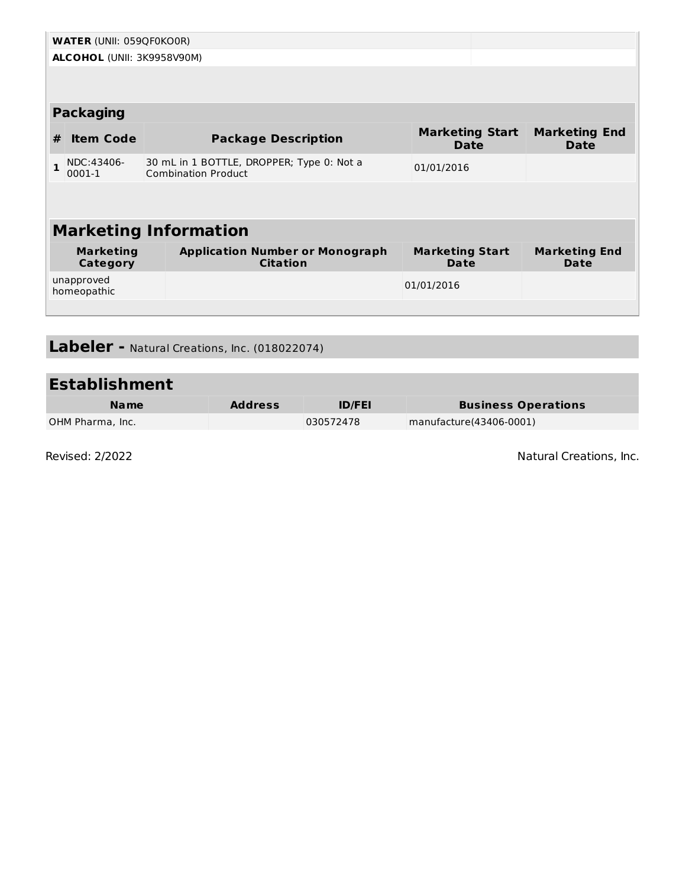| | |
|---|---|
| **WATER** (UNII: 059QF0KO0R) | |
| **ALCOHOL** (UNII: 3K9958V90M) | |

## Packaging

| # | Item Code | Package Description | Marketing Start Date | Marketing End Date |
|---|---|---|---|---|
| 1 | NDC:43406-0001-1 | 30 mL in 1 BOTTLE, DROPPER; Type 0: Not a Combination Product | 01/01/2016 | |

## Marketing Information

| Marketing Category | Application Number or Monograph Citation | Marketing Start Date | Marketing End Date |
|---|---|---|---|
| unapproved homeopathic | | 01/01/2016 | |

## Labeler - Natural Creations, Inc. (018022074)

## Establishment

| Name | Address | ID/FEI | Business Operations |
|---|---|---|---|
| OHM Pharma, Inc. | | 030572478 | manufacture(43406-0001) |

Revised: 2/2022

Natural Creations, Inc.